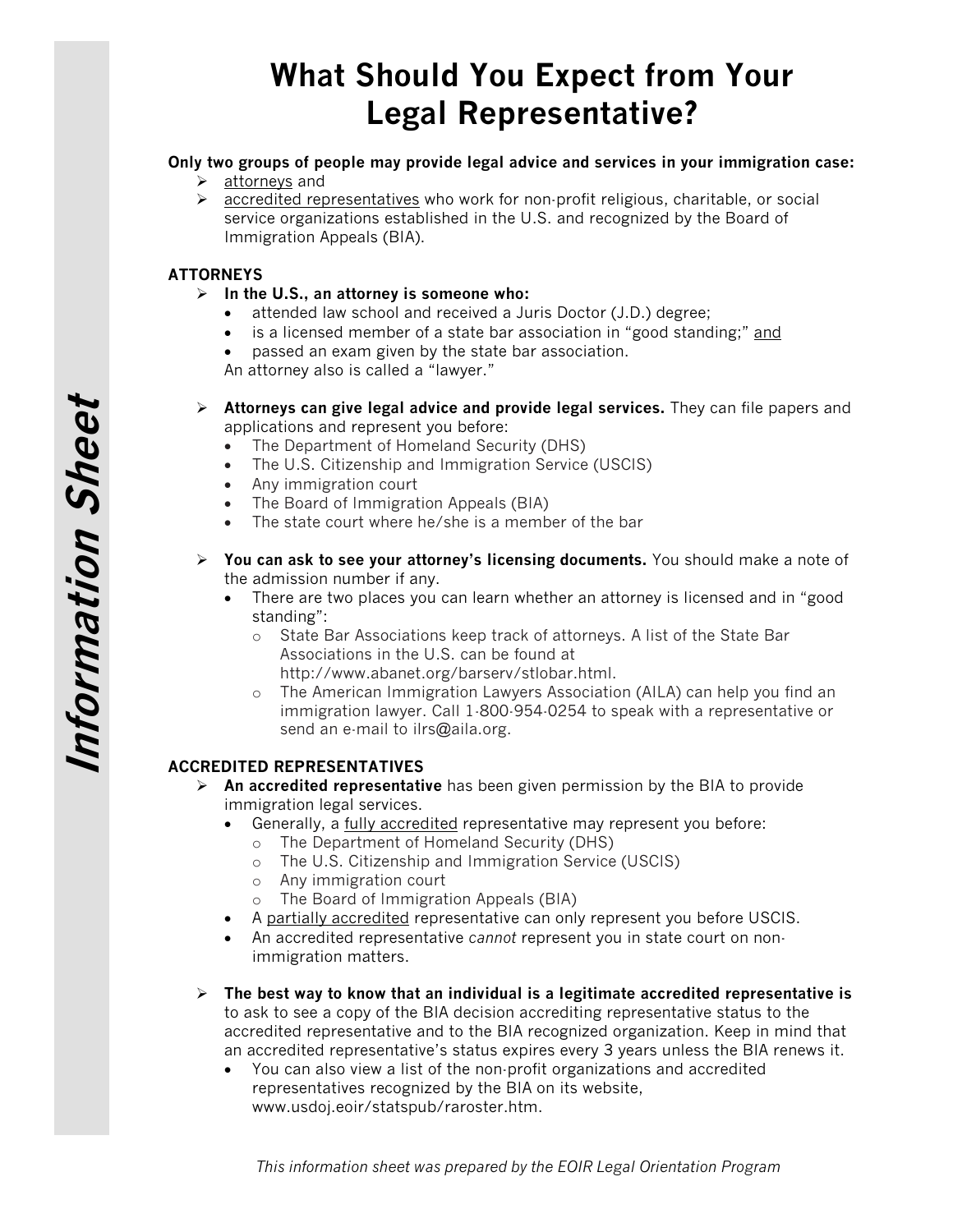# What Should You Expect from Your Legal Representative?

**Only two groups of people may provide legal advice and services in your immigration case:**

- attorneys and
- accredited representatives who work for non-profit religious, charitable, or social service organizations established in the U.S. and recognized by the Board of Immigration Appeals (BIA).

## ATTORNEYS

- **In the U.S., an attorney is someone who:**
  - attended law school and received a Juris Doctor (J.D.) degree;
  - is a licensed member of a state bar association in "good standing;" and
  - passed an exam given by the state bar association.

  An attorney also is called a "lawyer."

- **Attorneys can give legal advice and provide legal services.** They can file papers and applications and represent you before:
  - The Department of Homeland Security (DHS)
  - The U.S. Citizenship and Immigration Service (USCIS)
  - Any immigration court
  - The Board of Immigration Appeals (BIA)
  - The state court where he/she is a member of the bar

- **You can ask to see your attorney's licensing documents.** You should make a note of the admission number if any.
  - There are two places you can learn whether an attorney is licensed and in "good standing":
    - State Bar Associations keep track of attorneys. A list of the State Bar Associations in the U.S. can be found at http://www.abanet.org/barserv/stlobar.html.
    - The American Immigration Lawyers Association (AILA) can help you find an immigration lawyer. Call 1-800-954-0254 to speak with a representative or send an e-mail to ilrs@aila.org.

## ACCREDITED REPRESENTATIVES

- **An accredited representative** has been given permission by the BIA to provide immigration legal services.
  - Generally, a fully accredited representative may represent you before:
    - The Department of Homeland Security (DHS)
    - The U.S. Citizenship and Immigration Service (USCIS)
    - Any immigration court
    - The Board of Immigration Appeals (BIA)
  - A partially accredited representative can only represent you before USCIS.
  - An accredited representative *cannot* represent you in state court on non-immigration matters.

- **The best way to know that an individual is a legitimate accredited representative is** to ask to see a copy of the BIA decision accrediting representative status to the accredited representative and to the BIA recognized organization. Keep in mind that an accredited representative's status expires every 3 years unless the BIA renews it.
  - You can also view a list of the non-profit organizations and accredited representatives recognized by the BIA on its website, www.usdoj.eoir/statspub/raroster.htm.

*This information sheet was prepared by the EOIR Legal Orientation Program*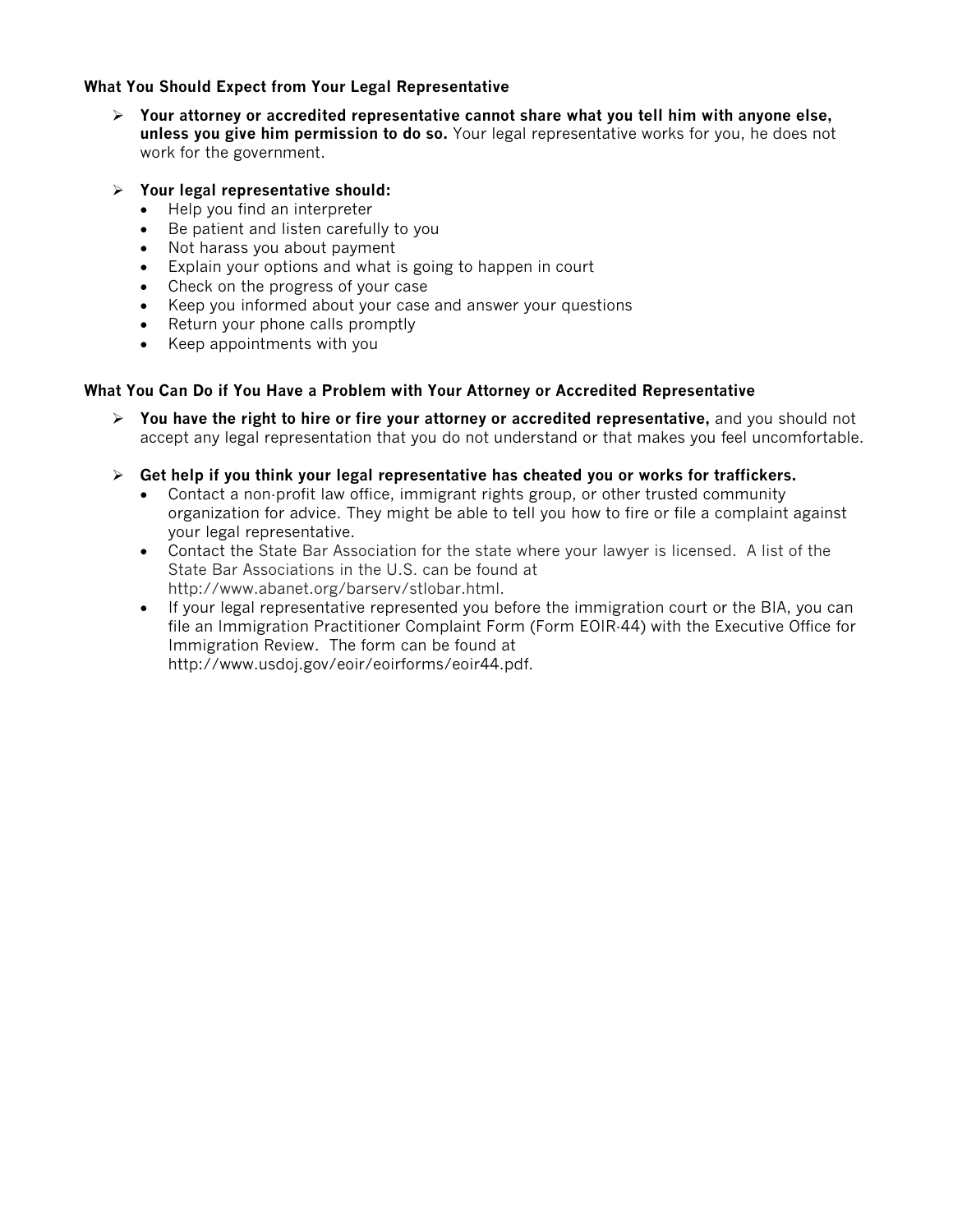### What You Should Expect from Your Legal Representative

- **Your attorney or accredited representative cannot share what you tell him with anyone else, unless you give him permission to do so.** Your legal representative works for you, he does not work for the government.

- **Your legal representative should:**
  - Help you find an interpreter
  - Be patient and listen carefully to you
  - Not harass you about payment
  - Explain your options and what is going to happen in court
  - Check on the progress of your case
  - Keep you informed about your case and answer your questions
  - Return your phone calls promptly
  - Keep appointments with you

### What You Can Do if You Have a Problem with Your Attorney or Accredited Representative

- **You have the right to hire or fire your attorney or accredited representative,** and you should not accept any legal representation that you do not understand or that makes you feel uncomfortable.

- **Get help if you think your legal representative has cheated you or works for traffickers.**
  - Contact a non-profit law office, immigrant rights group, or other trusted community organization for advice. They might be able to tell you how to fire or file a complaint against your legal representative.
  - Contact the State Bar Association for the state where your lawyer is licensed. A list of the State Bar Associations in the U.S. can be found at http://www.abanet.org/barserv/stlobar.html.
  - If your legal representative represented you before the immigration court or the BIA, you can file an Immigration Practitioner Complaint Form (Form EOIR-44) with the Executive Office for Immigration Review. The form can be found at http://www.usdoj.gov/eoir/eoirforms/eoir44.pdf.